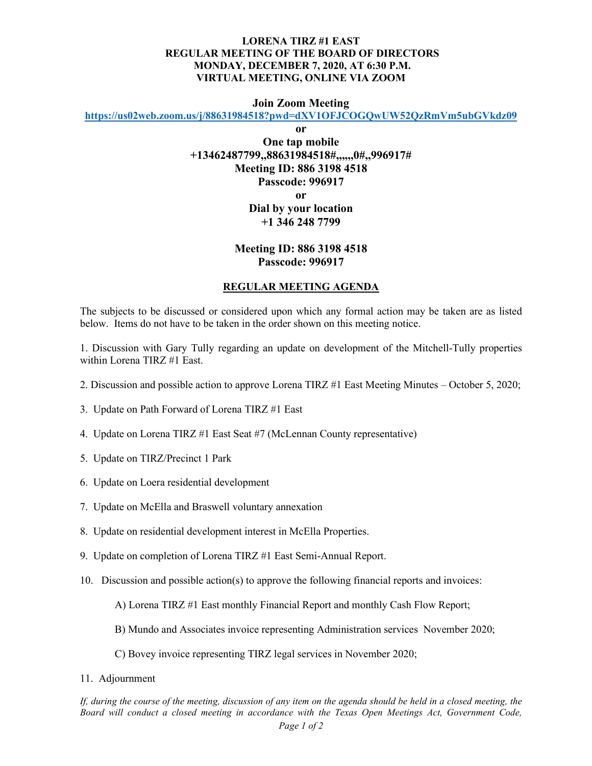**LORENA TIRZ #1 EAST**
**REGULAR MEETING OF THE BOARD OF DIRECTORS**
**MONDAY, DECEMBER 7, 2020, AT 6:30 P.M.**
**VIRTUAL MEETING, ONLINE VIA ZOOM**

**Join Zoom Meeting**
**https://us02web.zoom.us/j/88631984518?pwd=dXV1OFJCOGQwUW52QzRmVm5ubGVkdz09**
**or**
**One tap mobile**
**+13462487799,,88631984518#,,,,,,0#,,996917#**
**Meeting ID: 886 3198 4518**
**Passcode: 996917**
**or**
**Dial by your location**
**+1 346 248 7799**

**Meeting ID: 886 3198 4518**
**Passcode: 996917**

## REGULAR MEETING AGENDA

The subjects to be discussed or considered upon which any formal action may be taken are as listed below. Items do not have to be taken in the order shown on this meeting notice.

1. Discussion with Gary Tully regarding an update on development of the Mitchell-Tully properties within Lorena TIRZ #1 East.

2. Discussion and possible action to approve Lorena TIRZ #1 East Meeting Minutes – October 5, 2020;

3. Update on Path Forward of Lorena TIRZ #1 East

4. Update on Lorena TIRZ #1 East Seat #7 (McLennan County representative)

5. Update on TIRZ/Precinct 1 Park

6. Update on Loera residential development

7. Update on McElla and Braswell voluntary annexation

8. Update on residential development interest in McElla Properties.

9. Update on completion of Lorena TIRZ #1 East Semi-Annual Report.

10. Discussion and possible action(s) to approve the following financial reports and invoices:

    A) Lorena TIRZ #1 East monthly Financial Report and monthly Cash Flow Report;

    B) Mundo and Associates invoice representing Administration services November 2020;

    C) Bovey invoice representing TIRZ legal services in November 2020;

11. Adjournment

*If, during the course of the meeting, discussion of any item on the agenda should be held in a closed meeting, the Board will conduct a closed meeting in accordance with the Texas Open Meetings Act, Government Code,*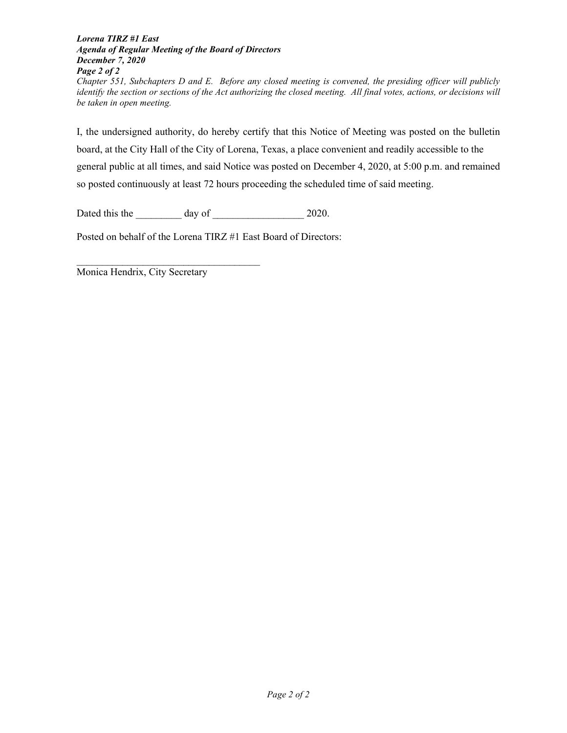*Chapter 551, Subchapters D and E. Before any closed meeting is convened, the presiding officer will publicly identify the section or sections of the Act authorizing the closed meeting. All final votes, actions, or decisions will be taken in open meeting.*

I, the undersigned authority, do hereby certify that this Notice of Meeting was posted on the bulletin board, at the City Hall of the City of Lorena, Texas, a place convenient and readily accessible to the general public at all times, and said Notice was posted on December 4, 2020, at 5:00 p.m. and remained so posted continuously at least 72 hours proceeding the scheduled time of said meeting.

Dated this the _________ day of __________________ 2020.

Posted on behalf of the Lorena TIRZ #1 East Board of Directors:

_____________________________________
Monica Hendrix, City Secretary